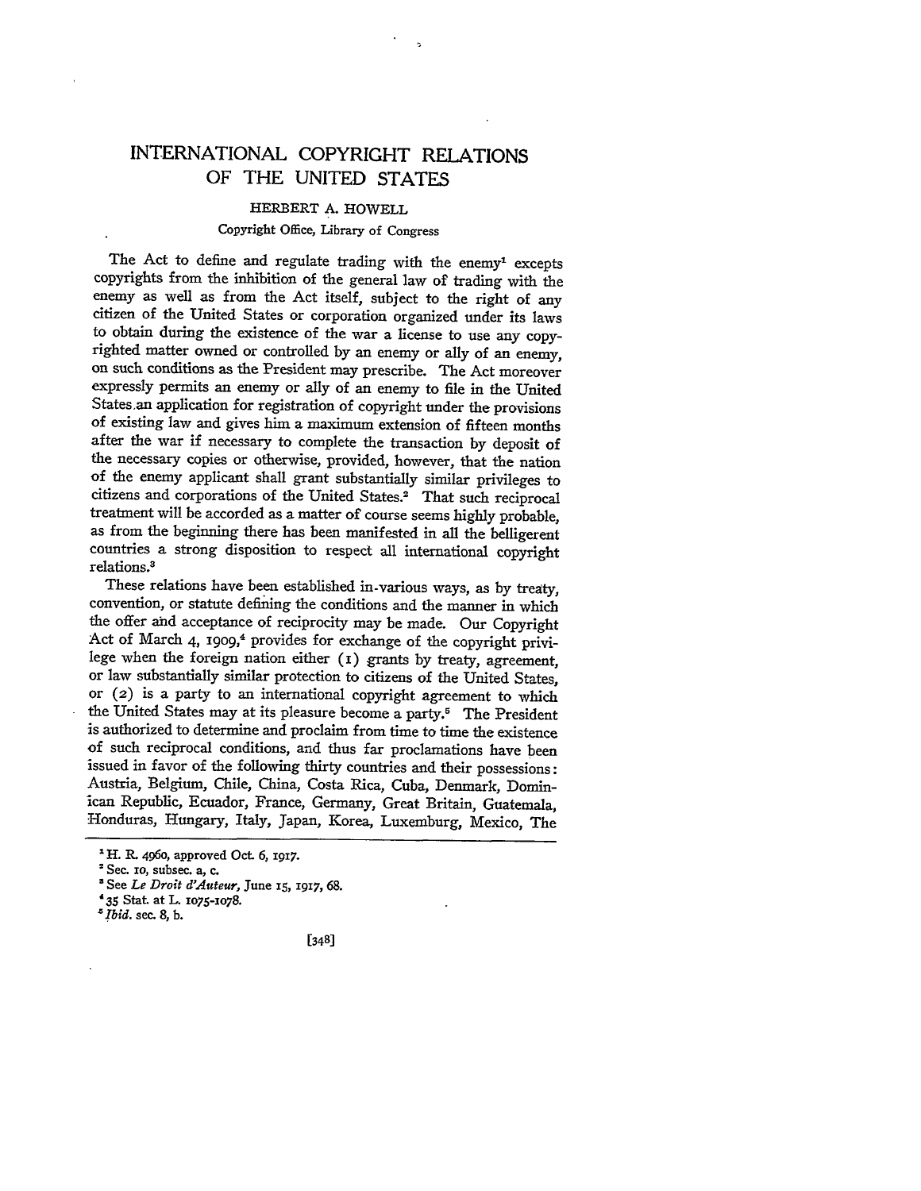# INTERNATIONAL COPYRIGHT RELATIONS OF THE UNITED STATES

HERBERT A. HOWELL

Copyright Office, Library of Congress

The Act to define and regulate trading with the enemy[1] excepts copyrights from the inhibition of the general law of trading with the enemy as well as from the Act itself, subject to the right of any citizen of the United States or corporation organized under its laws to obtain during the existence of the war a license to use any copyrighted matter owned or controlled by an enemy or ally of an enemy, on such conditions as the President may prescribe. The Act moreover expressly permits an enemy or ally of an enemy to file in the United States an application for registration of copyright under the provisions of existing law and gives him a maximum extension of fifteen months after the war if necessary to complete the transaction by deposit of the necessary copies or otherwise, provided, however, that the nation of the enemy applicant shall grant substantially similar privileges to citizens and corporations of the United States.[2] That such reciprocal treatment will be accorded as a matter of course seems highly probable, as from the beginning there has been manifested in all the belligerent countries a strong disposition to respect all international copyright relations.[3]

These relations have been established in various ways, as by treaty, convention, or statute defining the conditions and the manner in which the offer and acceptance of reciprocity may be made. Our Copyright Act of March 4, 1909,[4] provides for exchange of the copyright privilege when the foreign nation either (1) grants by treaty, agreement, or law substantially similar protection to citizens of the United States, or (2) is a party to an international copyright agreement to which the United States may at its pleasure become a party.[5] The President is authorized to determine and proclaim from time to time the existence of such reciprocal conditions, and thus far proclamations have been issued in favor of the following thirty countries and their possessions: Austria, Belgium, Chile, China, Costa Rica, Cuba, Denmark, Dominican Republic, Ecuador, France, Germany, Great Britain, Guatemala, Honduras, Hungary, Italy, Japan, Korea, Luxemburg, Mexico, The

---

[1] H. R. 4960, approved Oct. 6, 1917.

[2] Sec. 10, subsec. a, c.

[3] See *Le Droit d'Auteur*, June 15, 1917, 68.

[4] 35 Stat. at L. 1075-1078.

[5] *Ibid.* sec. 8, b.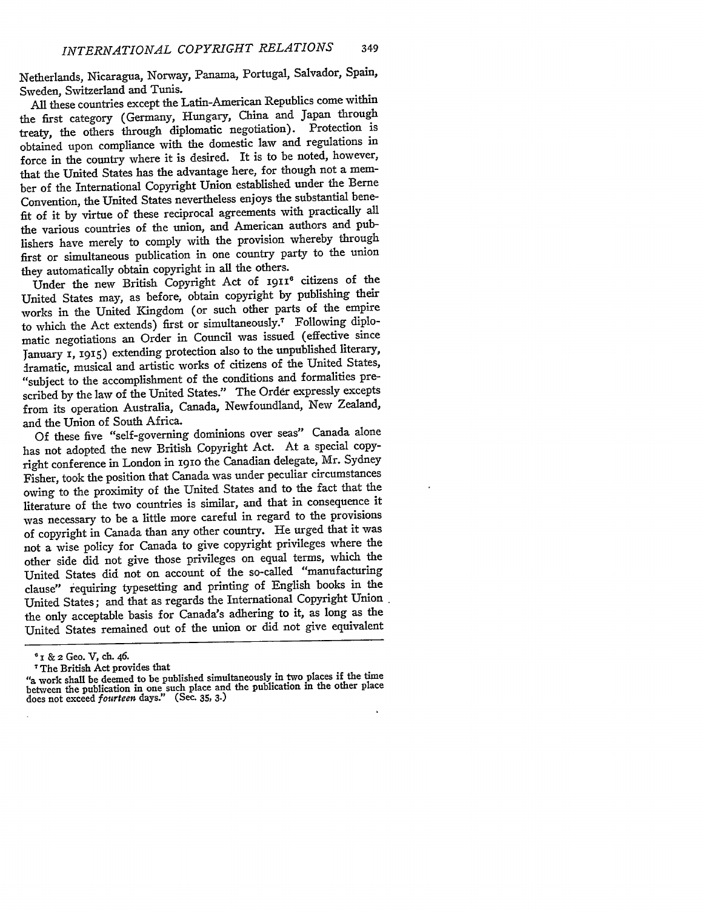Netherlands, Nicaragua, Norway, Panama, Portugal, Salvador, Spain, Sweden, Switzerland and Tunis.

All these countries except the Latin-American Republics come within the first category (Germany, Hungary, China and Japan through treaty, the others through diplomatic negotiation). Protection is obtained upon compliance with the domestic law and regulations in force in the country where it is desired. It is to be noted, however, that the United States has the advantage here, for though not a member of the International Copyright Union established under the Berne Convention, the United States nevertheless enjoys the substantial benefit of it by virtue of these reciprocal agreements with practically all the various countries of the union, and American authors and publishers have merely to comply with the provision whereby through first or simultaneous publication in one country party to the union they automatically obtain copyright in all the others.

Under the new British Copyright Act of 1911[6] citizens of the United States may, as before, obtain copyright by publishing their works in the United Kingdom (or such other parts of the empire to which the Act extends) first or simultaneously.[7] Following diplomatic negotiations an Order in Council was issued (effective since January 1, 1915) extending protection also to the unpublished literary, dramatic, musical and artistic works of citizens of the United States, "subject to the accomplishment of the conditions and formalities prescribed by the law of the United States." The Order expressly excepts from its operation Australia, Canada, Newfoundland, New Zealand, and the Union of South Africa.

Of these five "self-governing dominions over seas" Canada alone has not adopted the new British Copyright Act. At a special copyright conference in London in 1910 the Canadian delegate, Mr. Sydney Fisher, took the position that Canada was under peculiar circumstances owing to the proximity of the United States and to the fact that the literature of the two countries is similar, and that in consequence it was necessary to be a little more careful in regard to the provisions of copyright in Canada than any other country. He urged that it was not a wise policy for Canada to give copyright privileges where the other side did not give those privileges on equal terms, which the United States did not on account of the so-called "manufacturing clause" requiring typesetting and printing of English books in the United States; and that as regards the International Copyright Union the only acceptable basis for Canada's adhering to it, as long as the United States remained out of the union or did not give equivalent

---

[6] 1 & 2 Geo. V, ch. 46.

[7] The British Act provides that
"a work shall be deemed to be published simultaneously in two places if the time between the publication in one such place and the publication in the other place does not exceed *fourteen* days." (Sec. 35, 3.)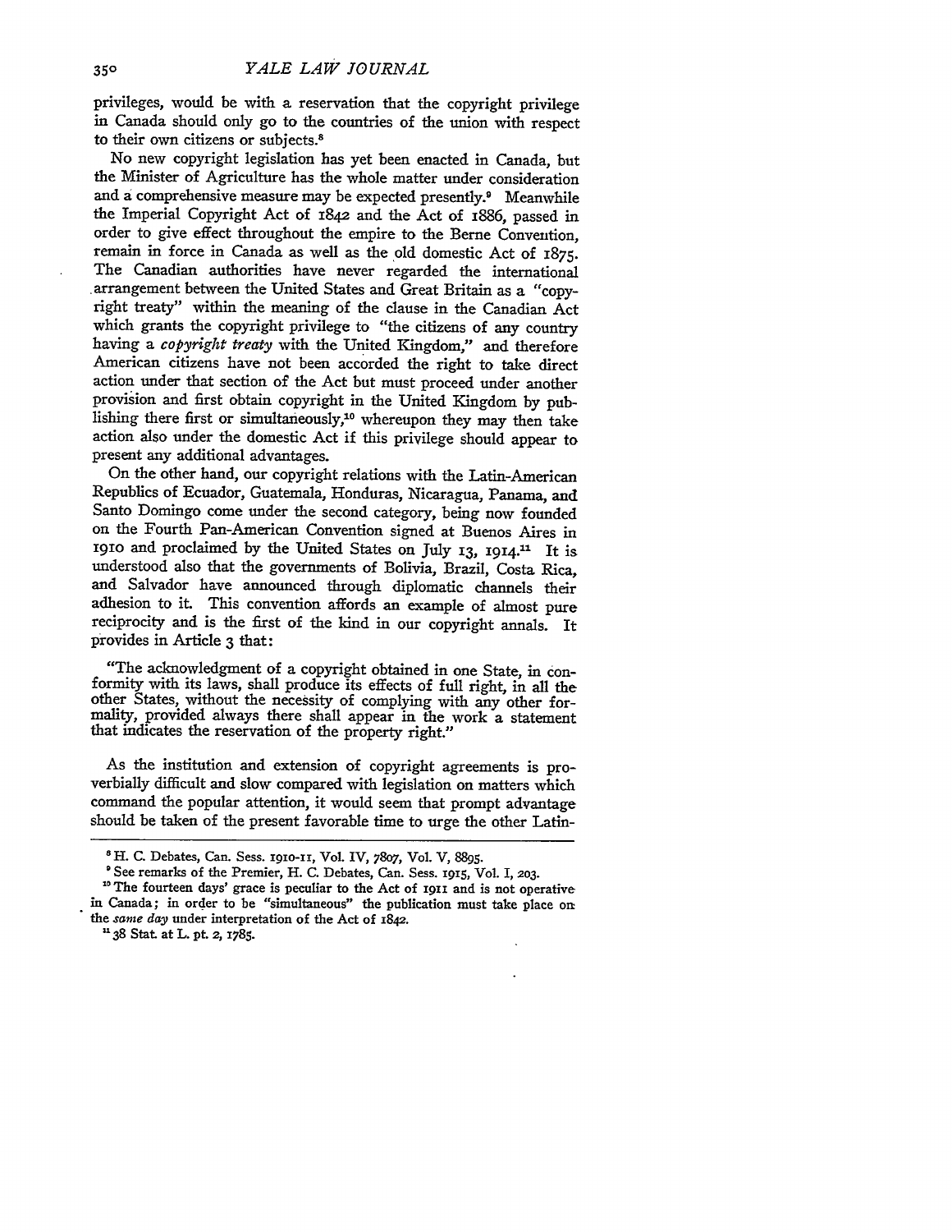privileges, would be with a reservation that the copyright privilege in Canada should only go to the countries of the union with respect to their own citizens or subjects.[8]

No new copyright legislation has yet been enacted in Canada, but the Minister of Agriculture has the whole matter under consideration and a comprehensive measure may be expected presently.[9] Meanwhile the Imperial Copyright Act of 1842 and the Act of 1886, passed in order to give effect throughout the empire to the Berne Convention, remain in force in Canada as well as the old domestic Act of 1875. The Canadian authorities have never regarded the international arrangement between the United States and Great Britain as a "copyright treaty" within the meaning of the clause in the Canadian Act which grants the copyright privilege to "the citizens of any country having a *copyright treaty* with the United Kingdom," and therefore American citizens have not been accorded the right to take direct action under that section of the Act but must proceed under another provision and first obtain copyright in the United Kingdom by publishing there first or simultaneously,[10] whereupon they may then take action also under the domestic Act if this privilege should appear to present any additional advantages.

On the other hand, our copyright relations with the Latin-American Republics of Ecuador, Guatemala, Honduras, Nicaragua, Panama, and Santo Domingo come under the second category, being now founded on the Fourth Pan-American Convention signed at Buenos Aires in 1910 and proclaimed by the United States on July 13, 1914.[11] It is understood also that the governments of Bolivia, Brazil, Costa Rica, and Salvador have announced through diplomatic channels their adhesion to it. This convention affords an example of almost pure reciprocity and is the first of the kind in our copyright annals. It provides in Article 3 that:

> "The acknowledgment of a copyright obtained in one State, in conformity with its laws, shall produce its effects of full right, in all the other States, without the necessity of complying with any other formality, provided always there shall appear in the work a statement that indicates the reservation of the property right."

As the institution and extension of copyright agreements is proverbially difficult and slow compared with legislation on matters which command the popular attention, it would seem that prompt advantage should be taken of the present favorable time to urge the other Latin-

---

[8] H. C. Debates, Can. Sess. 1910-11, Vol. IV, 7807, Vol. V, 8895.

[9] See remarks of the Premier, H. C. Debates, Can. Sess. 1915, Vol. I, 203.

[10] The fourteen days' grace is peculiar to the Act of 1911 and is not operative in Canada; in order to be "simultaneous" the publication must take place on the *same day* under interpretation of the Act of 1842.

[11] 38 Stat. at L. pt. 2, 1785.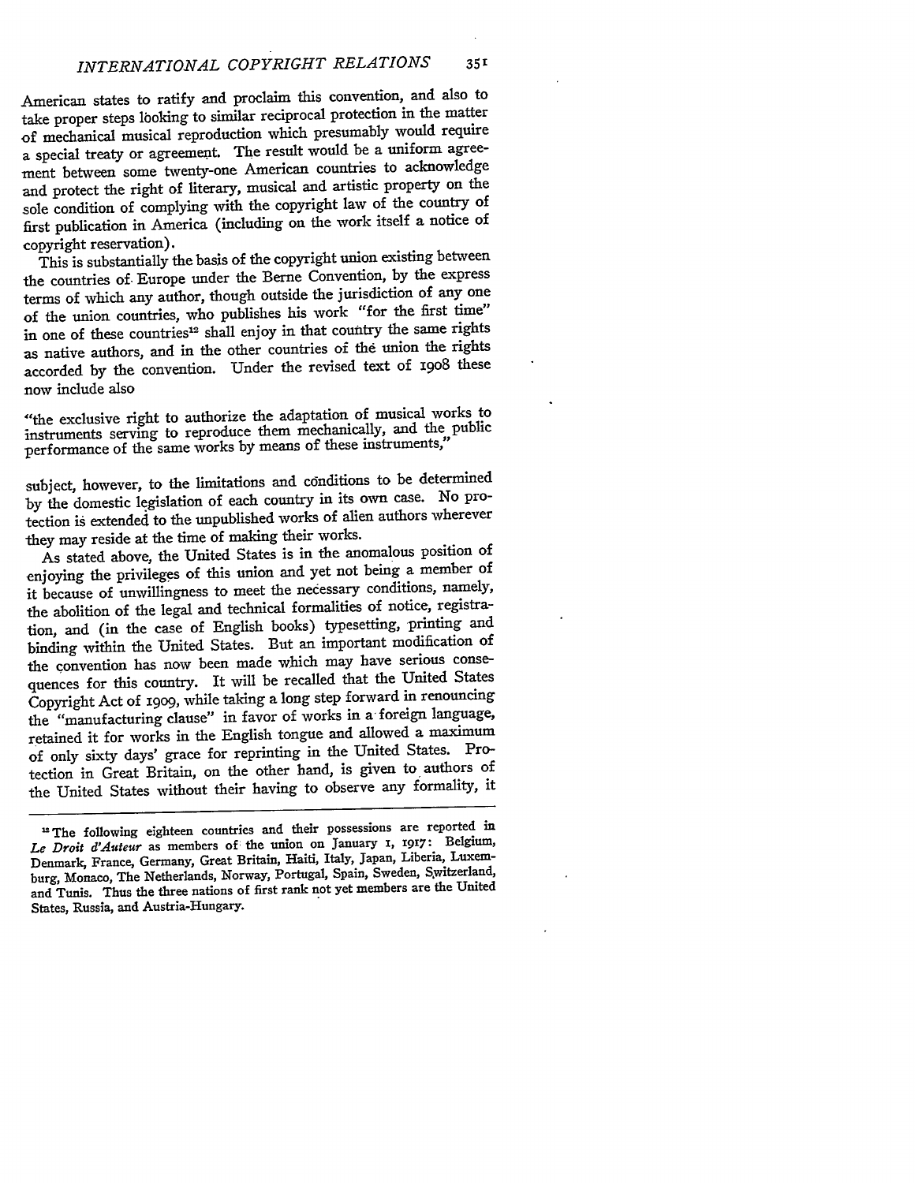American states to ratify and proclaim this convention, and also to take proper steps looking to similar reciprocal protection in the matter of mechanical musical reproduction which presumably would require a special treaty or agreement. The result would be a uniform agreement between some twenty-one American countries to acknowledge and protect the right of literary, musical and artistic property on the sole condition of complying with the copyright law of the country of first publication in America (including on the work itself a notice of copyright reservation).

This is substantially the basis of the copyright union existing between the countries of Europe under the Berne Convention, by the express terms of which any author, though outside the jurisdiction of any one of the union countries, who publishes his work "for the first time" in one of these countries[12] shall enjoy in that country the same rights as native authors, and in the other countries of the union the rights accorded by the convention. Under the revised text of 1908 these now include also

> "the exclusive right to authorize the adaptation of musical works to instruments serving to reproduce them mechanically, and the public performance of the same works by means of these instruments,"

subject, however, to the limitations and conditions to be determined by the domestic legislation of each country in its own case. No protection is extended to the unpublished works of alien authors wherever they may reside at the time of making their works.

As stated above, the United States is in the anomalous position of enjoying the privileges of this union and yet not being a member of it because of unwillingness to meet the necessary conditions, namely, the abolition of the legal and technical formalities of notice, registration, and (in the case of English books) typesetting, printing and binding within the United States. But an important modification of the convention has now been made which may have serious consequences for this country. It will be recalled that the United States Copyright Act of 1909, while taking a long step forward in renouncing the "manufacturing clause" in favor of works in a foreign language, retained it for works in the English tongue and allowed a maximum of only sixty days' grace for reprinting in the United States. Protection in Great Britain, on the other hand, is given to authors of the United States without their having to observe any formality, it

---

[12] The following eighteen countries and their possessions are reported in *Le Droit d'Auteur* as members of the union on January 1, 1917: Belgium, Denmark, France, Germany, Great Britain, Haiti, Italy, Japan, Liberia, Luxemburg, Monaco, The Netherlands, Norway, Portugal, Spain, Sweden, Switzerland, and Tunis. Thus the three nations of first rank not yet members are the United States, Russia, and Austria-Hungary.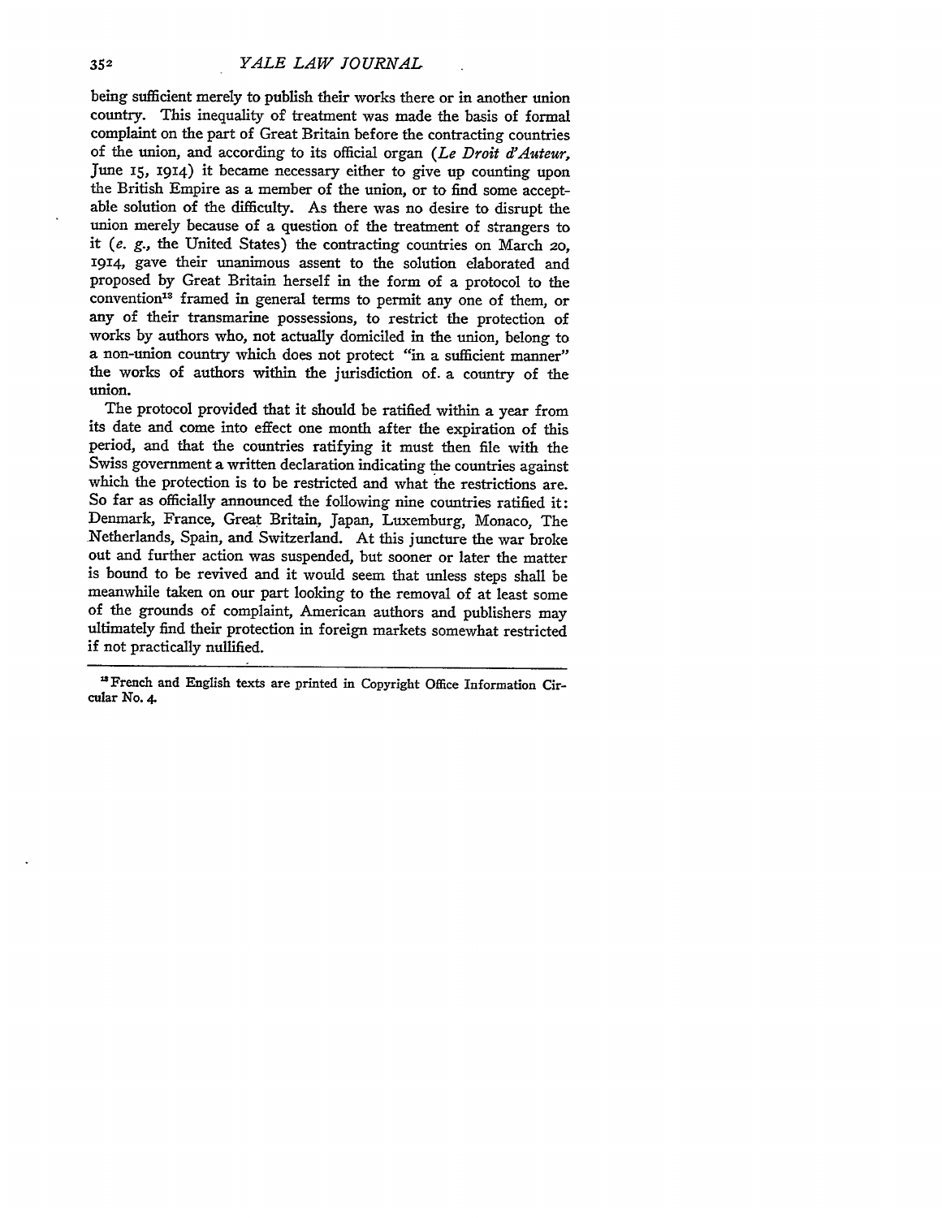being sufficient merely to publish their works there or in another union country. This inequality of treatment was made the basis of formal complaint on the part of Great Britain before the contracting countries of the union, and according to its official organ (*Le Droit d'Auteur*, June 15, 1914) it became necessary either to give up counting upon the British Empire as a member of the union, or to find some acceptable solution of the difficulty. As there was no desire to disrupt the union merely because of a question of the treatment of strangers to it (*e. g.*, the United States) the contracting countries on March 20, 1914, gave their unanimous assent to the solution elaborated and proposed by Great Britain herself in the form of a protocol to the convention[13] framed in general terms to permit any one of them, or any of their transmarine possessions, to restrict the protection of works by authors who, not actually domiciled in the union, belong to a non-union country which does not protect "in a sufficient manner" the works of authors within the jurisdiction of. a country of the union.

The protocol provided that it should be ratified within a year from its date and come into effect one month after the expiration of this period, and that the countries ratifying it must then file with the Swiss government a written declaration indicating the countries against which the protection is to be restricted and what the restrictions are. So far as officially announced the following nine countries ratified it: Denmark, France, Great Britain, Japan, Luxemburg, Monaco, The Netherlands, Spain, and Switzerland. At this juncture the war broke out and further action was suspended, but sooner or later the matter is bound to be revived and it would seem that unless steps shall be meanwhile taken on our part looking to the removal of at least some of the grounds of complaint, American authors and publishers may ultimately find their protection in foreign markets somewhat restricted if not practically nullified.

---

[13] French and English texts are printed in Copyright Office Information Circular No. 4.